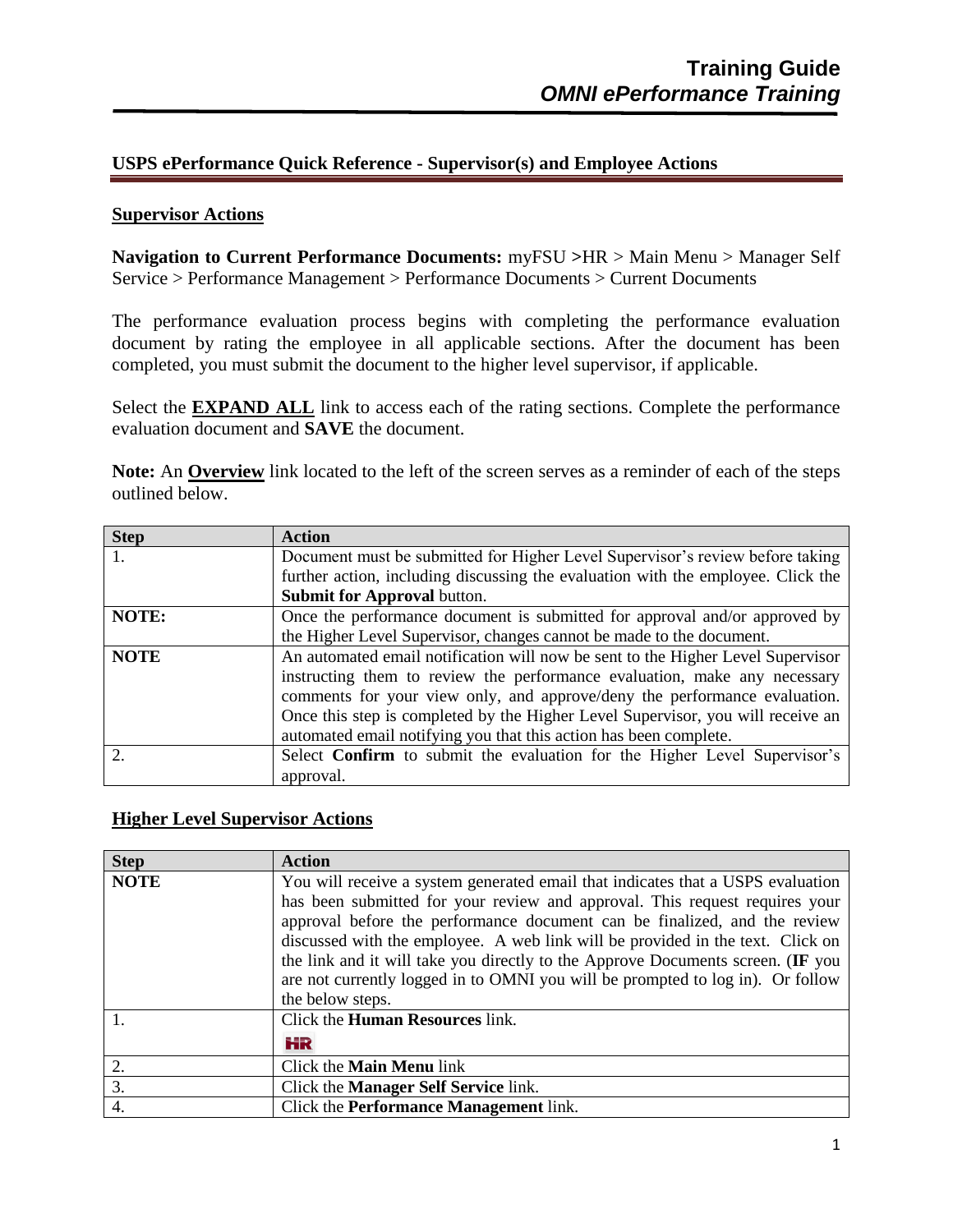# Training Guide
## *OMNI ePerformance Training*

**USPS ePerformance Quick Reference - Supervisor(s) and Employee Actions**

**Supervisor Actions**

**Navigation to Current Performance Documents:** myFSU >HR > Main Menu > Manager Self Service > Performance Management > Performance Documents > Current Documents

The performance evaluation process begins with completing the performance evaluation document by rating the employee in all applicable sections. After the document has been completed, you must submit the document to the higher level supervisor, if applicable.

Select the **EXPAND ALL** link to access each of the rating sections. Complete the performance evaluation document and **SAVE** the document.

**Note:** An **Overview** link located to the left of the screen serves as a reminder of each of the steps outlined below.

| Step | Action |
| --- | --- |
| 1. | Document must be submitted for Higher Level Supervisor's review before taking further action, including discussing the evaluation with the employee. Click the **Submit for Approval** button. |
| **NOTE:** | Once the performance document is submitted for approval and/or approved by the Higher Level Supervisor, changes cannot be made to the document. |
| **NOTE** | An automated email notification will now be sent to the Higher Level Supervisor instructing them to review the performance evaluation, make any necessary comments for your view only, and approve/deny the performance evaluation. Once this step is completed by the Higher Level Supervisor, you will receive an automated email notifying you that this action has been complete. |
| 2. | Select **Confirm** to submit the evaluation for the Higher Level Supervisor's approval. |

**Higher Level Supervisor Actions**

| Step | Action |
| --- | --- |
| **NOTE** | You will receive a system generated email that indicates that a USPS evaluation has been submitted for your review and approval. This request requires your approval before the performance document can be finalized, and the review discussed with the employee. A web link will be provided in the text. Click on the link and it will take you directly to the Approve Documents screen. (**IF** you are not currently logged in to OMNI you will be prompted to log in). Or follow the below steps. |
| 1. | Click the **Human Resources** link. HR |
| 2. | Click the **Main Menu** link |
| 3. | Click the **Manager Self Service** link. |
| 4. | Click the **Performance Management** link. |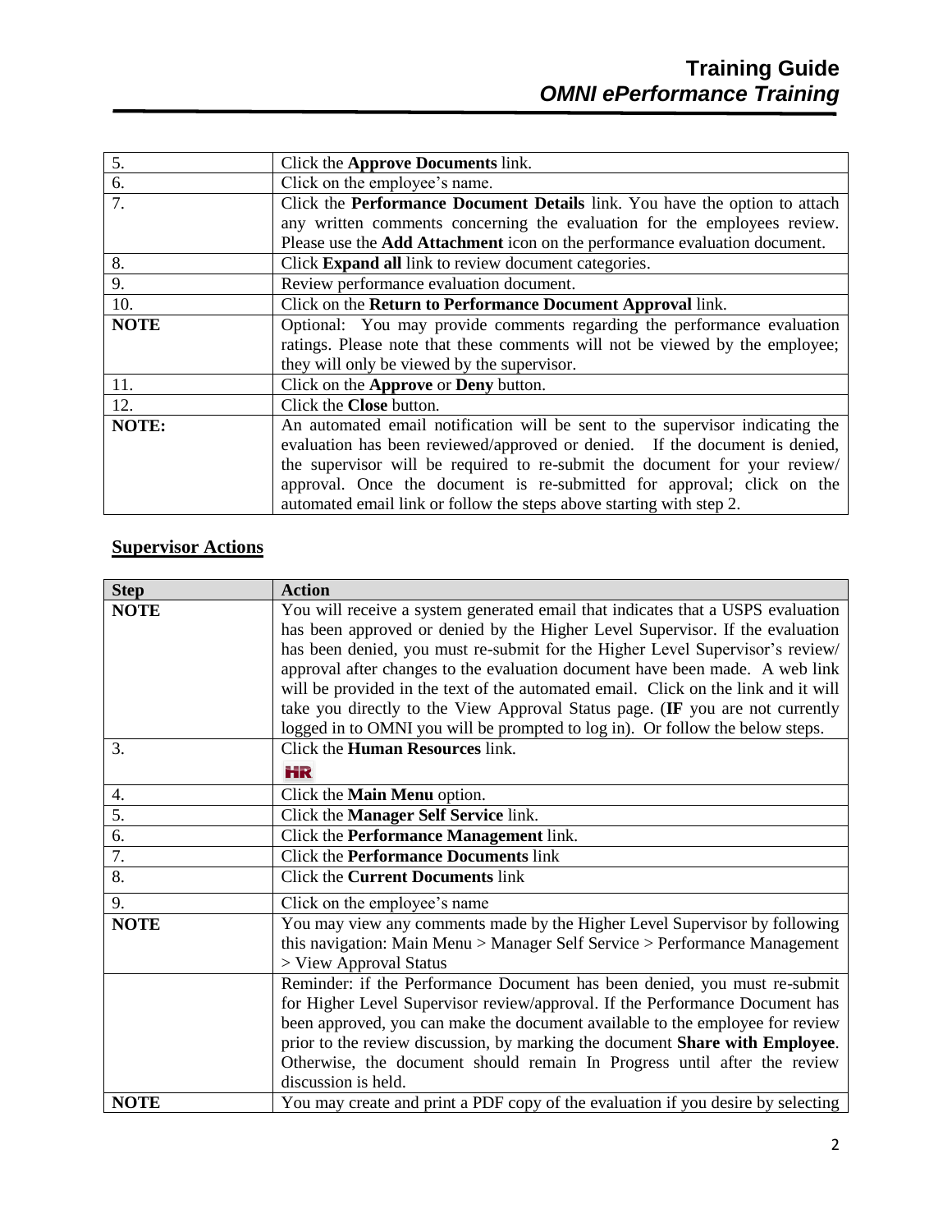| | |
|---|---|
| 5. | Click the **Approve Documents** link. |
| 6. | Click on the employee's name. |
| 7. | Click the **Performance Document Details** link. You have the option to attach any written comments concerning the evaluation for the employees review. Please use the **Add Attachment** icon on the performance evaluation document. |
| 8. | Click **Expand all** link to review document categories. |
| 9. | Review performance evaluation document. |
| 10. | Click on the **Return to Performance Document Approval** link. |
| **NOTE** | Optional: You may provide comments regarding the performance evaluation ratings. Please note that these comments will not be viewed by the employee; they will only be viewed by the supervisor. |
| 11. | Click on the **Approve** or **Deny** button. |
| 12. | Click the **Close** button. |
| **NOTE:** | An automated email notification will be sent to the supervisor indicating the evaluation has been reviewed/approved or denied. If the document is denied, the supervisor will be required to re-submit the document for your review/ approval. Once the document is re-submitted for approval; click on the automated email link or follow the steps above starting with step 2. |

## Supervisor Actions

| Step | Action |
|---|---|
| **NOTE** | You will receive a system generated email that indicates that a USPS evaluation has been approved or denied by the Higher Level Supervisor. If the evaluation has been denied, you must re-submit for the Higher Level Supervisor's review/ approval after changes to the evaluation document have been made. A web link will be provided in the text of the automated email. Click on the link and it will take you directly to the View Approval Status page. (**IF** you are not currently logged in to OMNI you will be prompted to log in). Or follow the below steps. |
| 3. | Click the **Human Resources** link. HR |
| 4. | Click the **Main Menu** option. |
| 5. | Click the **Manager Self Service** link. |
| 6. | Click the **Performance Management** link. |
| 7. | Click the **Performance Documents** link |
| 8. | Click the **Current Documents** link |
| 9. | Click on the employee's name |
| **NOTE** | You may view any comments made by the Higher Level Supervisor by following this navigation: Main Menu > Manager Self Service > Performance Management > View Approval Status |
| | Reminder: if the Performance Document has been denied, you must re-submit for Higher Level Supervisor review/approval. If the Performance Document has been approved, you can make the document available to the employee for review prior to the review discussion, by marking the document **Share with Employee**. Otherwise, the document should remain In Progress until after the review discussion is held. |
| **NOTE** | You may create and print a PDF copy of the evaluation if you desire by selecting |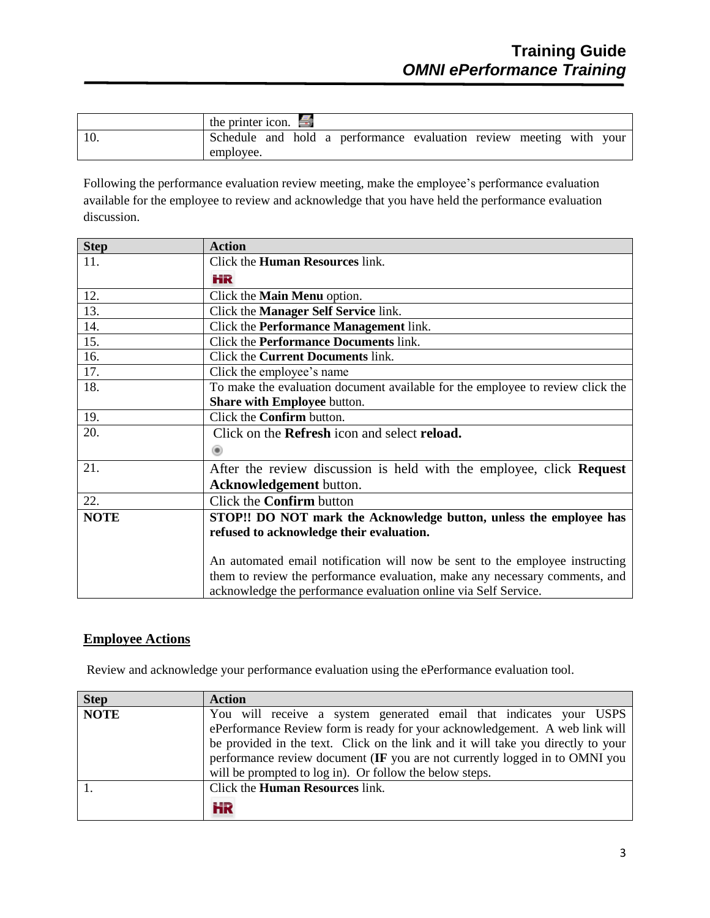|  | the printer icon. |
| --- | --- |
| 10. | Schedule and hold a performance evaluation review meeting with your employee. |

Following the performance evaluation review meeting, make the employee's performance evaluation available for the employee to review and acknowledge that you have held the performance evaluation discussion.

| Step | Action |
| --- | --- |
| 11. | Click the **Human Resources** link. |
| 12. | Click the **Main Menu** option. |
| 13. | Click the **Manager Self Service** link. |
| 14. | Click the **Performance Management** link. |
| 15. | Click the **Performance Documents** link. |
| 16. | Click the **Current Documents** link. |
| 17. | Click the employee's name |
| 18. | To make the evaluation document available for the employee to review click the **Share with Employee** button. |
| 19. | Click the **Confirm** button. |
| 20. | Click on the **Refresh** icon and select **reload.** |
| 21. | After the review discussion is held with the employee, click **Request Acknowledgement** button. |
| 22. | Click the **Confirm** button |
| **NOTE** | **STOP!! DO NOT mark the Acknowledge button, unless the employee has refused to acknowledge their evaluation.**<br><br>An automated email notification will now be sent to the employee instructing them to review the performance evaluation, make any necessary comments, and acknowledge the performance evaluation online via Self Service. |

## Employee Actions

Review and acknowledge your performance evaluation using the ePerformance evaluation tool.

| Step | Action |
| --- | --- |
| **NOTE** | You will receive a system generated email that indicates your USPS ePerformance Review form is ready for your acknowledgement. A web link will be provided in the text. Click on the link and it will take you directly to your performance review document (**IF** you are not currently logged in to OMNI you will be prompted to log in). Or follow the below steps. |
| 1. | Click the **Human Resources** link. |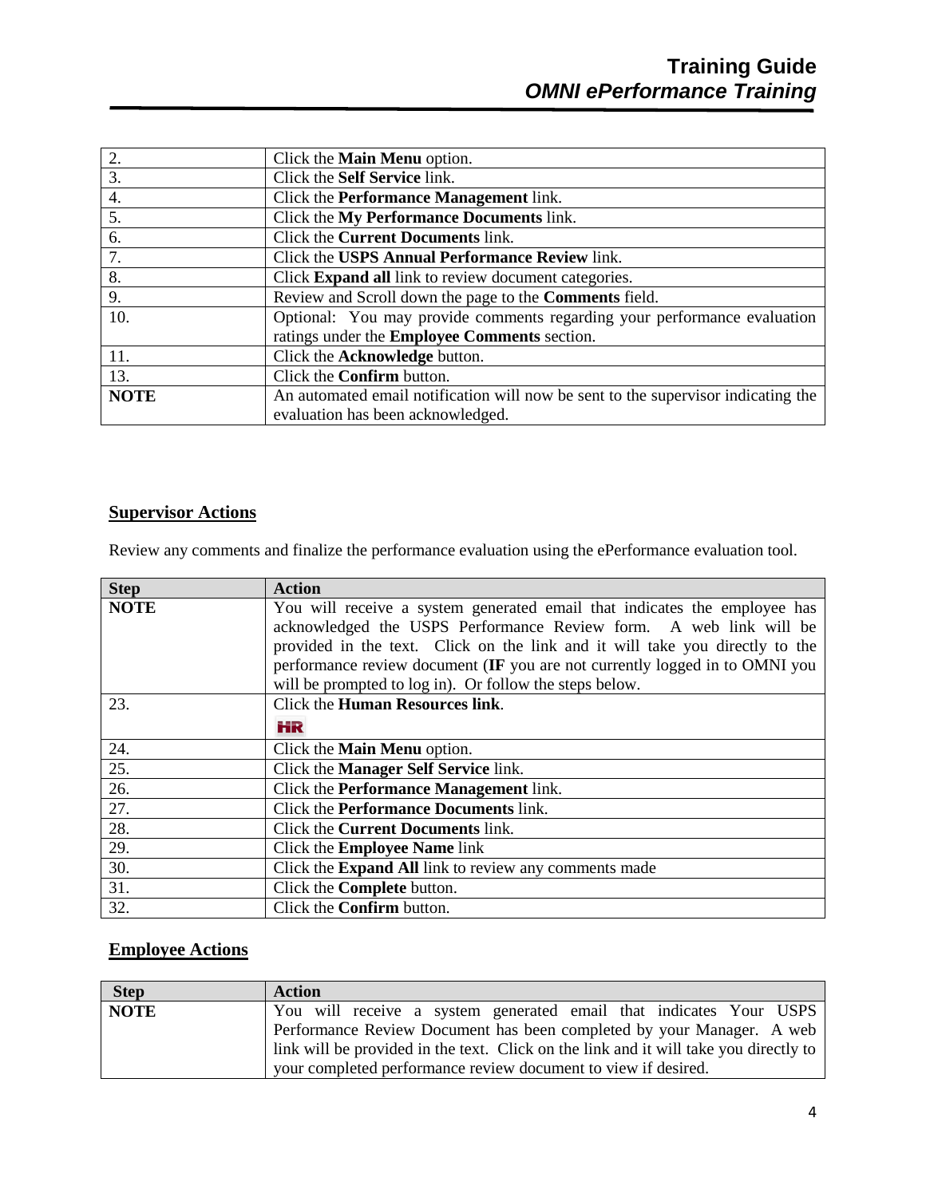| | |
|---|---|
| 2. | Click the **Main Menu** option. |
| 3. | Click the **Self Service** link. |
| 4. | Click the **Performance Management** link. |
| 5. | Click the **My Performance Documents** link. |
| 6. | Click the **Current Documents** link. |
| 7. | Click the **USPS Annual Performance Review** link. |
| 8. | Click **Expand all** link to review document categories. |
| 9. | Review and Scroll down the page to the **Comments** field. |
| 10. | Optional: You may provide comments regarding your performance evaluation ratings under the **Employee Comments** section. |
| 11. | Click the **Acknowledge** button. |
| 13. | Click the **Confirm** button. |
| **NOTE** | An automated email notification will now be sent to the supervisor indicating the evaluation has been acknowledged. |

## Supervisor Actions

Review any comments and finalize the performance evaluation using the ePerformance evaluation tool.

| Step | Action |
|---|---|
| **NOTE** | You will receive a system generated email that indicates the employee has acknowledged the USPS Performance Review form. A web link will be provided in the text. Click on the link and it will take you directly to the performance review document (**IF** you are not currently logged in to OMNI you will be prompted to log in). Or follow the steps below. |
| 23. | Click the **Human Resources link**. HR |
| 24. | Click the **Main Menu** option. |
| 25. | Click the **Manager Self Service** link. |
| 26. | Click the **Performance Management** link. |
| 27. | Click the **Performance Documents** link. |
| 28. | Click the **Current Documents** link. |
| 29. | Click the **Employee Name** link |
| 30. | Click the **Expand All** link to review any comments made |
| 31. | Click the **Complete** button. |
| 32. | Click the **Confirm** button. |

## Employee Actions

| Step | Action |
|---|---|
| **NOTE** | You will receive a system generated email that indicates Your USPS Performance Review Document has been completed by your Manager. A web link will be provided in the text. Click on the link and it will take you directly to your completed performance review document to view if desired. |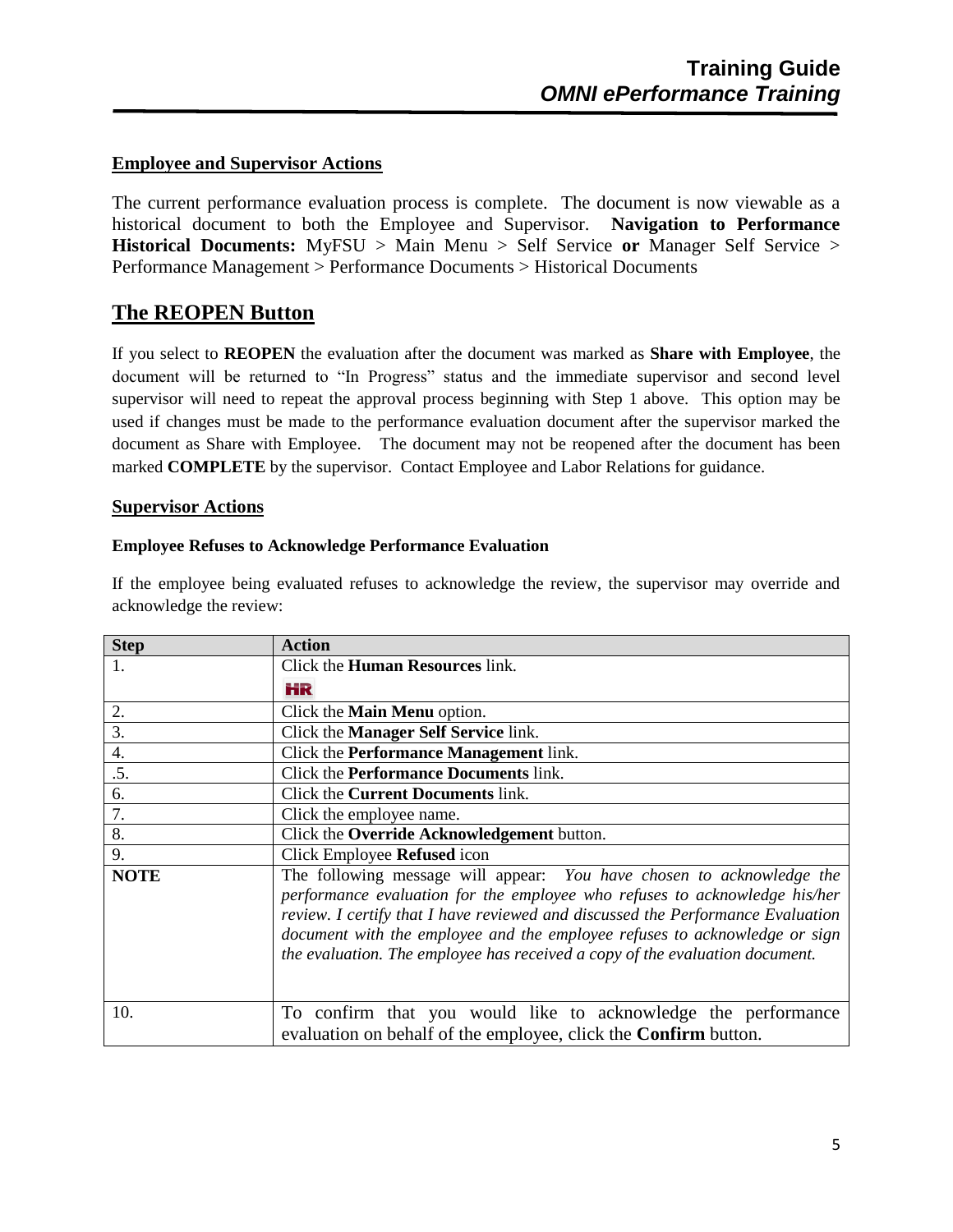## Employee and Supervisor Actions

The current performance evaluation process is complete. The document is now viewable as a historical document to both the Employee and Supervisor. **Navigation to Performance Historical Documents:** MyFSU > Main Menu > Self Service **or** Manager Self Service > Performance Management > Performance Documents > Historical Documents

# The REOPEN Button

If you select to **REOPEN** the evaluation after the document was marked as **Share with Employee**, the document will be returned to "In Progress" status and the immediate supervisor and second level supervisor will need to repeat the approval process beginning with Step 1 above. This option may be used if changes must be made to the performance evaluation document after the supervisor marked the document as Share with Employee. The document may not be reopened after the document has been marked **COMPLETE** by the supervisor. Contact Employee and Labor Relations for guidance.

## Supervisor Actions

**Employee Refuses to Acknowledge Performance Evaluation**

If the employee being evaluated refuses to acknowledge the review, the supervisor may override and acknowledge the review:

| Step | Action |
|---|---|
| 1. | Click the **Human Resources** link. HR |
| 2. | Click the **Main Menu** option. |
| 3. | Click the **Manager Self Service** link. |
| 4. | Click the **Performance Management** link. |
| .5. | Click the **Performance Documents** link. |
| 6. | Click the **Current Documents** link. |
| 7. | Click the employee name. |
| 8. | Click the **Override Acknowledgement** button. |
| 9. | Click Employee **Refused** icon |
| **NOTE** | The following message will appear: *You have chosen to acknowledge the performance evaluation for the employee who refuses to acknowledge his/her review. I certify that I have reviewed and discussed the Performance Evaluation document with the employee and the employee refuses to acknowledge or sign the evaluation. The employee has received a copy of the evaluation document.* |
| 10. | To confirm that you would like to acknowledge the performance evaluation on behalf of the employee, click the **Confirm** button. |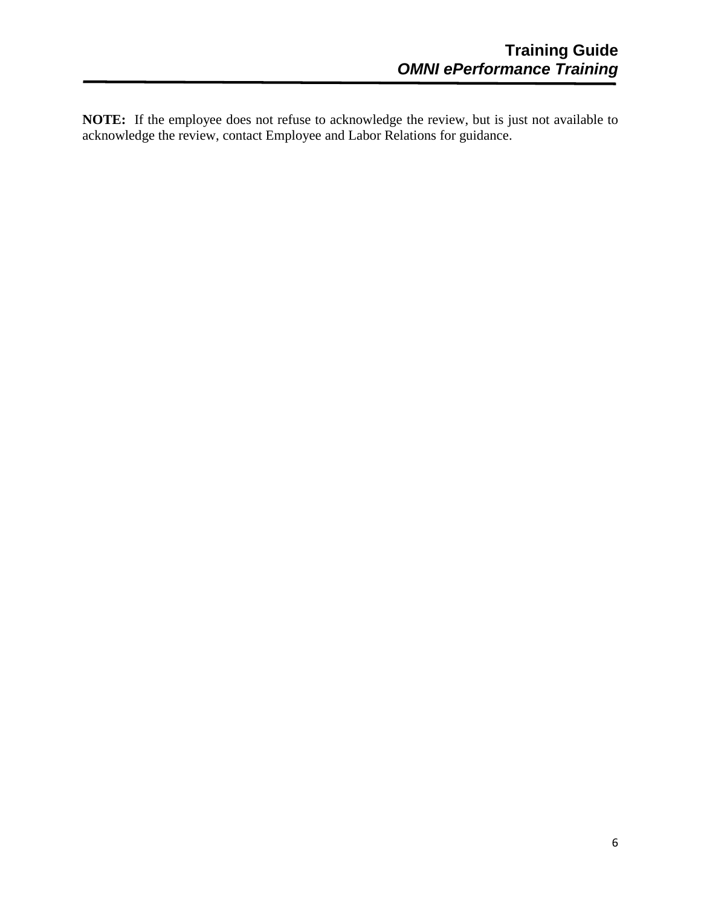**NOTE:** If the employee does not refuse to acknowledge the review, but is just not available to acknowledge the review, contact Employee and Labor Relations for guidance.